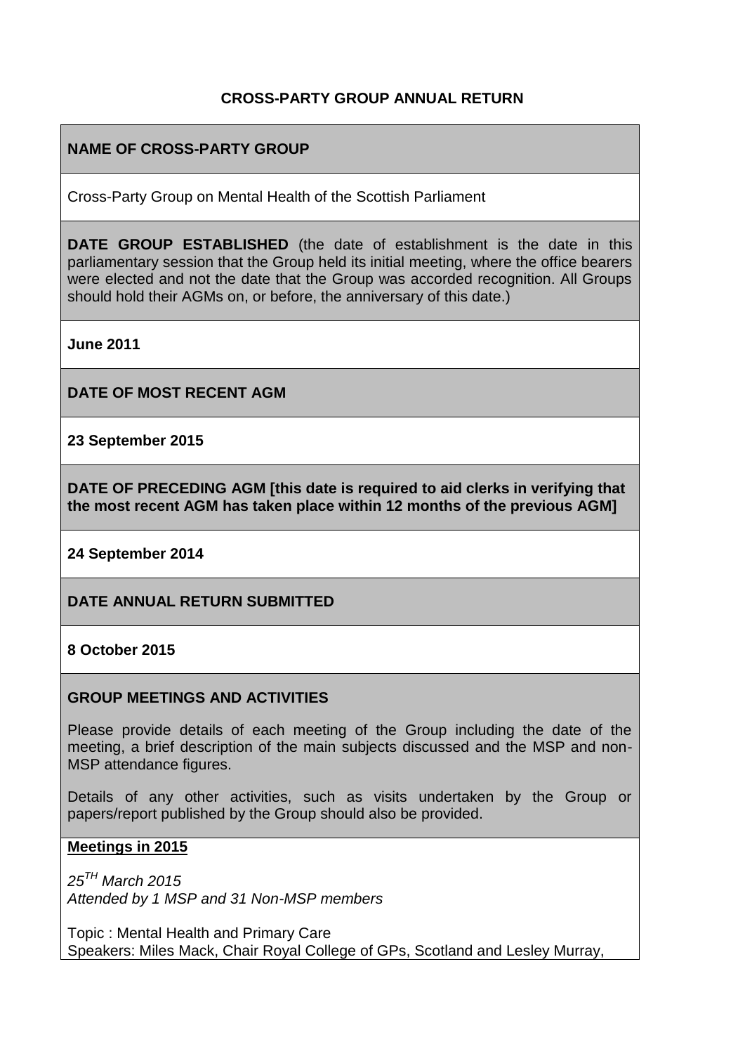# CROSS-PARTY GROUP ANNUAL RETURN

**NAME OF CROSS-PARTY GROUP**

Cross-Party Group on Mental Health of the Scottish Parliament

**DATE GROUP ESTABLISHED** (the date of establishment is the date in this parliamentary session that the Group held its initial meeting, where the office bearers were elected and not the date that the Group was accorded recognition. All Groups should hold their AGMs on, or before, the anniversary of this date.)

**June 2011**

**DATE OF MOST RECENT AGM**

**23 September 2015**

**DATE OF PRECEDING AGM [this date is required to aid clerks in verifying that the most recent AGM has taken place within 12 months of the previous AGM]**

**24 September 2014**

**DATE ANNUAL RETURN SUBMITTED**

**8 October 2015**

**GROUP MEETINGS AND ACTIVITIES**

Please provide details of each meeting of the Group including the date of the meeting, a brief description of the main subjects discussed and the MSP and non-MSP attendance figures.

Details of any other activities, such as visits undertaken by the Group or papers/report published by the Group should also be provided.

**Meetings in 2015**

*25TH March 2015*
*Attended by 1 MSP and 31 Non-MSP members*

Topic : Mental Health and Primary Care
Speakers: Miles Mack, Chair Royal College of GPs, Scotland and Lesley Murray,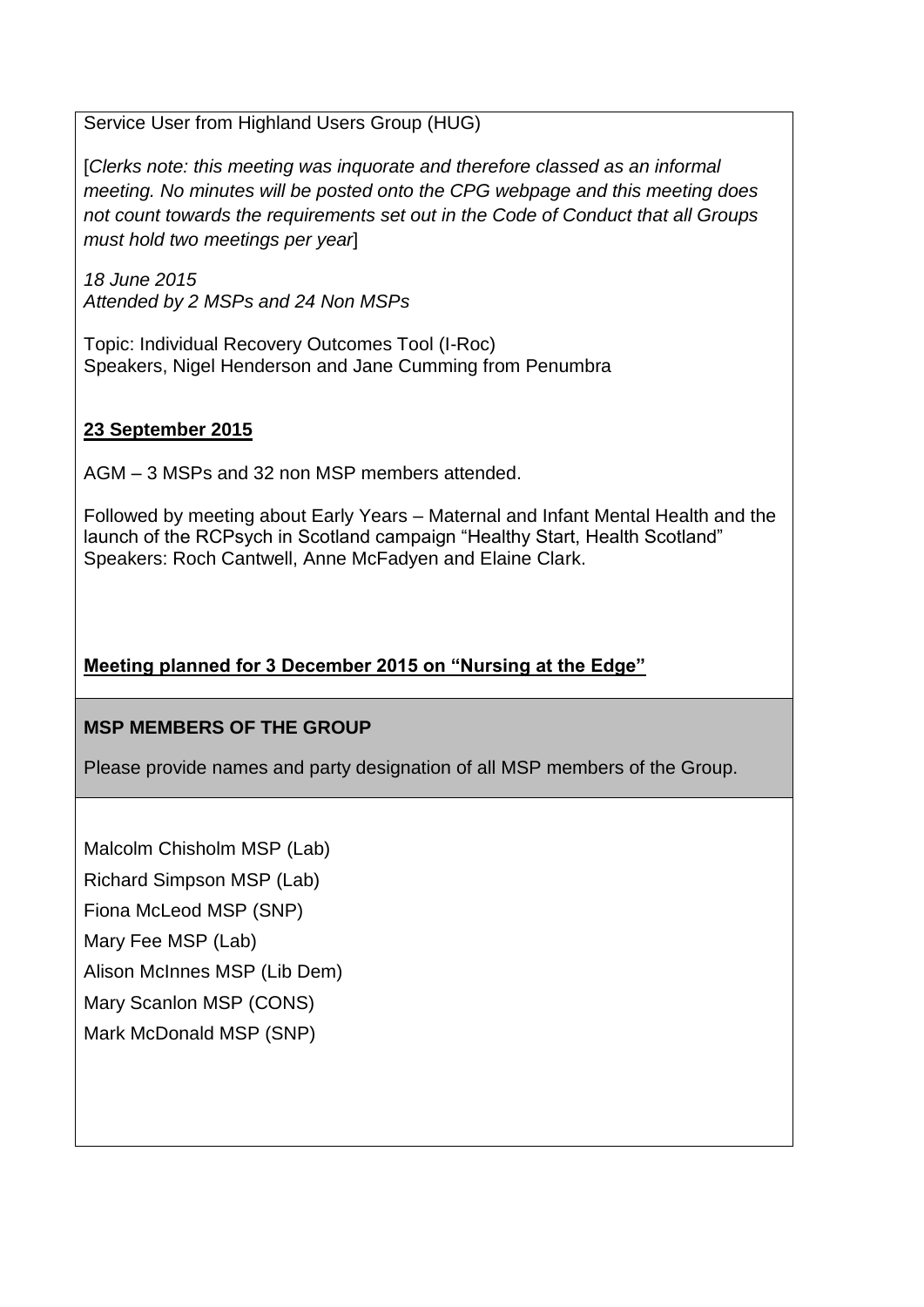Service User from Highland Users Group (HUG)

[*Clerks note: this meeting was inquorate and therefore classed as an informal meeting. No minutes will be posted onto the CPG webpage and this meeting does not count towards the requirements set out in the Code of Conduct that all Groups must hold two meetings per year*]

*18 June 2015*
*Attended by 2 MSPs and 24 Non MSPs*

Topic: Individual Recovery Outcomes Tool (I-Roc)
Speakers, Nigel Henderson and Jane Cumming from Penumbra

**23 September 2015**

AGM – 3 MSPs and 32 non MSP members attended.

Followed by meeting about Early Years – Maternal and Infant Mental Health and the launch of the RCPsych in Scotland campaign "Healthy Start, Health Scotland"
Speakers: Roch Cantwell, Anne McFadyen and Elaine Clark.

**Meeting planned for 3 December 2015 on "Nursing at the Edge"**

**MSP MEMBERS OF THE GROUP**

Please provide names and party designation of all MSP members of the Group.

Malcolm Chisholm MSP (Lab)

Richard Simpson MSP (Lab)

Fiona McLeod MSP (SNP)

Mary Fee MSP (Lab)

Alison McInnes MSP (Lib Dem)

Mary Scanlon MSP (CONS)

Mark McDonald MSP (SNP)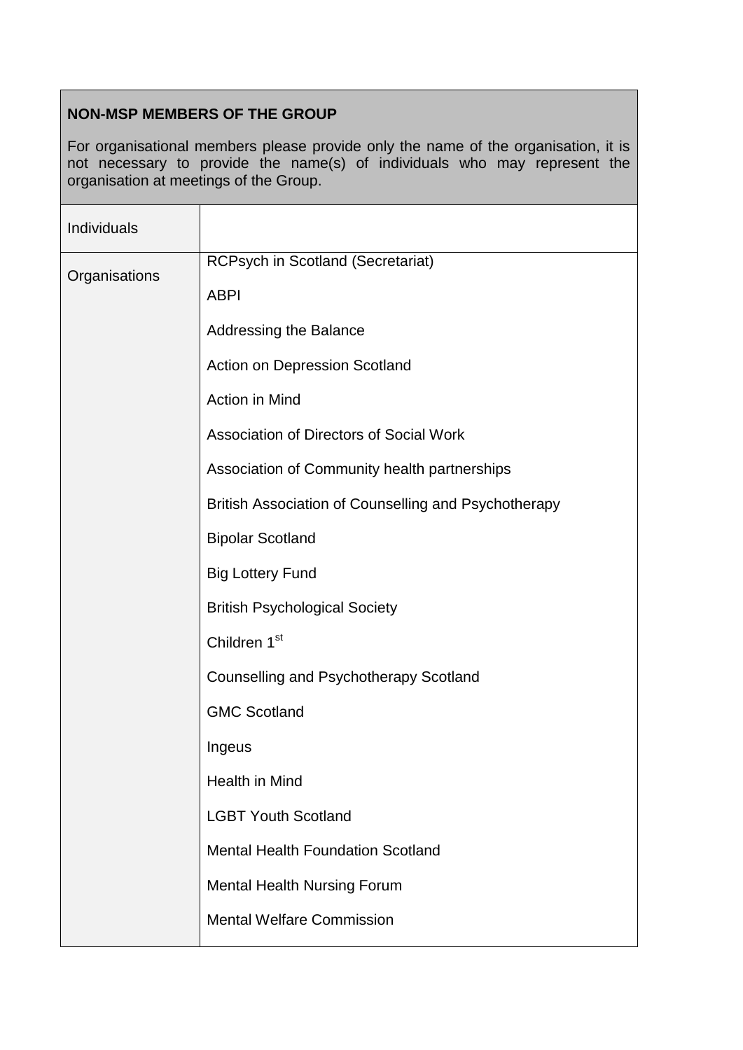| **NON-MSP MEMBERS OF THE GROUP** | |
|---|---|
| For organisational members please provide only the name of the organisation, it is not necessary to provide the name(s) of individuals who may represent the organisation at meetings of the Group. | |
| Individuals | |
| Organisations | RCPsych in Scotland (Secretariat)<br><br>ABPI<br><br>Addressing the Balance<br><br>Action on Depression Scotland<br><br>Action in Mind<br><br>Association of Directors of Social Work<br><br>Association of Community health partnerships<br><br>British Association of Counselling and Psychotherapy<br><br>Bipolar Scotland<br><br>Big Lottery Fund<br><br>British Psychological Society<br><br>Children 1st<br><br>Counselling and Psychotherapy Scotland<br><br>GMC Scotland<br><br>Ingeus<br><br>Health in Mind<br><br>LGBT Youth Scotland<br><br>Mental Health Foundation Scotland<br><br>Mental Health Nursing Forum<br><br>Mental Welfare Commission |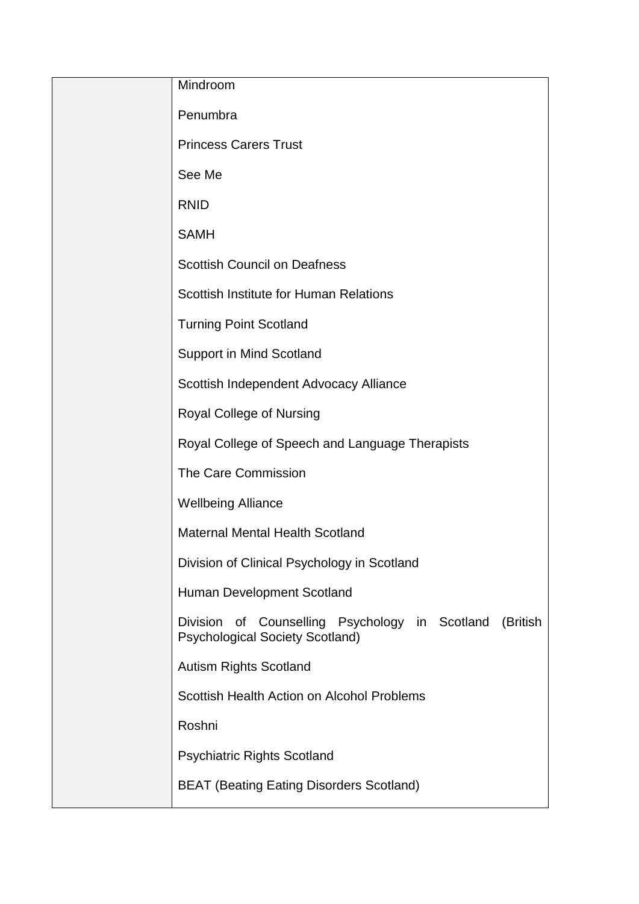| | |
|---|---|
| | Mindroom<br><br>Penumbra<br><br>Princess Carers Trust<br><br>See Me<br><br>RNID<br><br>SAMH<br><br>Scottish Council on Deafness<br><br>Scottish Institute for Human Relations<br><br>Turning Point Scotland<br><br>Support in Mind Scotland<br><br>Scottish Independent Advocacy Alliance<br><br>Royal College of Nursing<br><br>Royal College of Speech and Language Therapists<br><br>The Care Commission<br><br>Wellbeing Alliance<br><br>Maternal Mental Health Scotland<br><br>Division of Clinical Psychology in Scotland<br><br>Human Development Scotland<br><br>Division of Counselling Psychology in Scotland (British Psychological Society Scotland)<br><br>Autism Rights Scotland<br><br>Scottish Health Action on Alcohol Problems<br><br>Roshni<br><br>Psychiatric Rights Scotland<br><br>BEAT (Beating Eating Disorders Scotland) |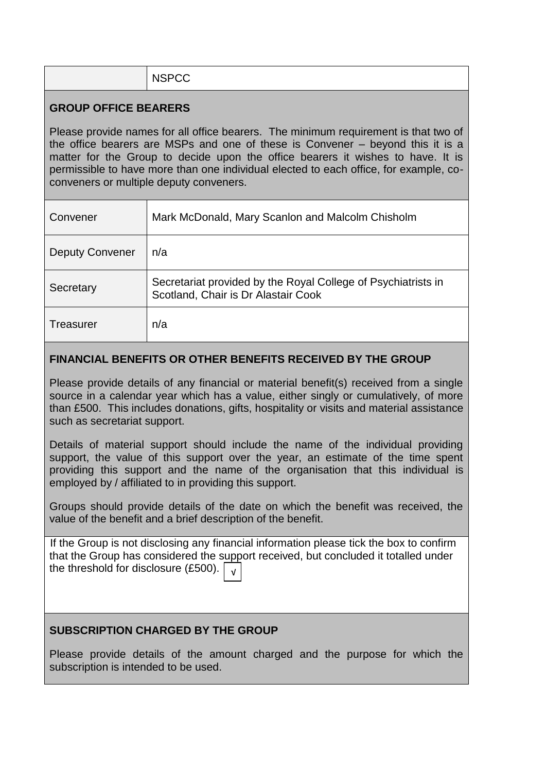| | NSPCC |
|---|---|

## GROUP OFFICE BEARERS

Please provide names for all office bearers. The minimum requirement is that two of the office bearers are MSPs and one of these is Convener – beyond this it is a matter for the Group to decide upon the office bearers it wishes to have. It is permissible to have more than one individual elected to each office, for example, co-conveners or multiple deputy conveners.

| | |
|---|---|
| Convener | Mark McDonald, Mary Scanlon and Malcolm Chisholm |
| Deputy Convener | n/a |
| Secretary | Secretariat provided by the Royal College of Psychiatrists in Scotland, Chair is Dr Alastair Cook |
| Treasurer | n/a |

## FINANCIAL BENEFITS OR OTHER BENEFITS RECEIVED BY THE GROUP

Please provide details of any financial or material benefit(s) received from a single source in a calendar year which has a value, either singly or cumulatively, of more than £500. This includes donations, gifts, hospitality or visits and material assistance such as secretariat support.

Details of material support should include the name of the individual providing support, the value of this support over the year, an estimate of the time spent providing this support and the name of the organisation that this individual is employed by / affiliated to in providing this support.

Groups should provide details of the date on which the benefit was received, the value of the benefit and a brief description of the benefit.

If the Group is not disclosing any financial information please tick the box to confirm that the Group has considered the support received, but concluded it totalled under the threshold for disclosure (£500). √

## SUBSCRIPTION CHARGED BY THE GROUP

Please provide details of the amount charged and the purpose for which the subscription is intended to be used.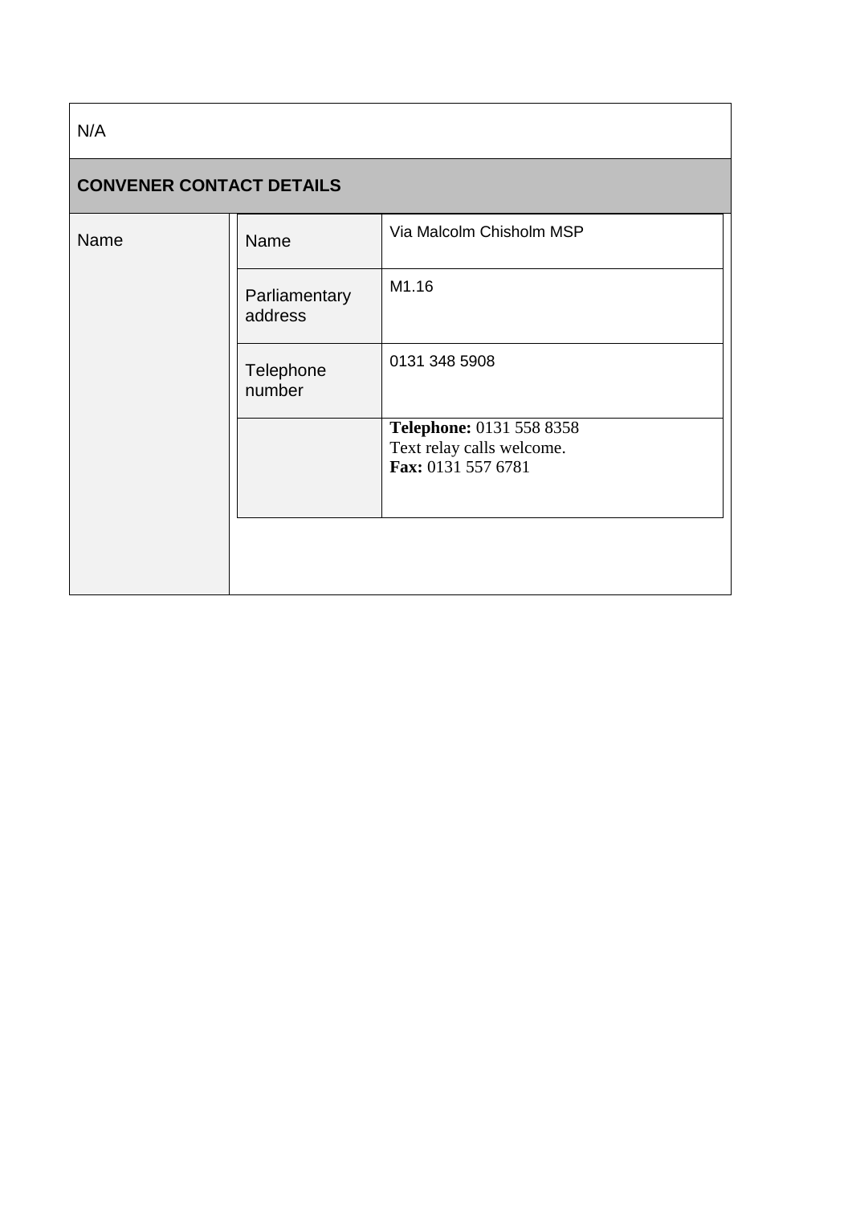N/A

| **CONVENER CONTACT DETAILS** | | |
|---|---|---|
| Name | Name | Via Malcolm Chisholm MSP |
| | Parliamentary address | M1.16 |
| | Telephone number | 0131 348 5908 |
| | | **Telephone:** 0131 558 8358<br>Text relay calls welcome.<br>**Fax:** 0131 557 6781 |